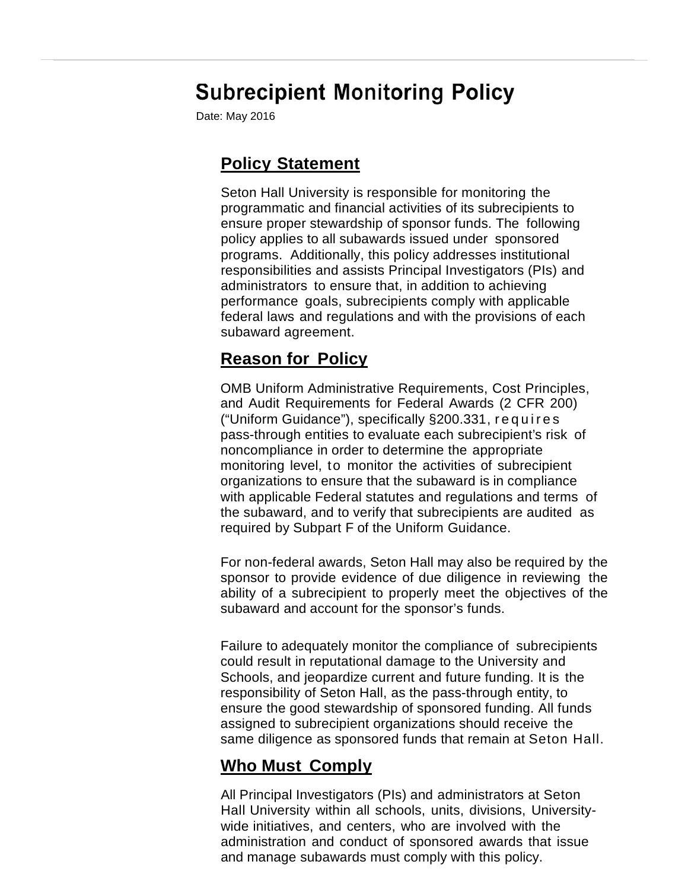# Subrecipient Monitoring Policy

Date: May 2016

## Policy Statement

Seton Hall University is responsible for monitoring the programmatic and financial activities of its subrecipients to ensure proper stewardship of sponsor funds. The following policy applies to all subawards issued under sponsored programs. Additionally, this policy addresses institutional responsibilities and assists Principal Investigators (PIs) and administrators to ensure that, in addition to achieving performance goals, subrecipients comply with applicable federal laws and regulations and with the provisions of each subaward agreement.

## Reason for Policy

OMB Uniform Administrative Requirements, Cost Principles, and Audit Requirements for Federal Awards (2 CFR 200) ("Uniform Guidance"), specifically §200.331, requires pass-through entities to evaluate each subrecipient's risk of noncompliance in order to determine the appropriate monitoring level, to monitor the activities of subrecipient organizations to ensure that the subaward is in compliance with applicable Federal statutes and regulations and terms of the subaward, and to verify that subrecipients are audited as required by Subpart F of the Uniform Guidance.

For non-federal awards, Seton Hall may also be required by the sponsor to provide evidence of due diligence in reviewing the ability of a subrecipient to properly meet the objectives of the subaward and account for the sponsor's funds.

Failure to adequately monitor the compliance of subrecipients could result in reputational damage to the University and Schools, and jeopardize current and future funding. It is the responsibility of Seton Hall, as the pass-through entity, to ensure the good stewardship of sponsored funding. All funds assigned to subrecipient organizations should receive the same diligence as sponsored funds that remain at Seton Hall.

## Who Must Comply

All Principal Investigators (PIs) and administrators at Seton Hall University within all schools, units, divisions, University-wide initiatives, and centers, who are involved with the administration and conduct of sponsored awards that issue and manage subawards must comply with this policy.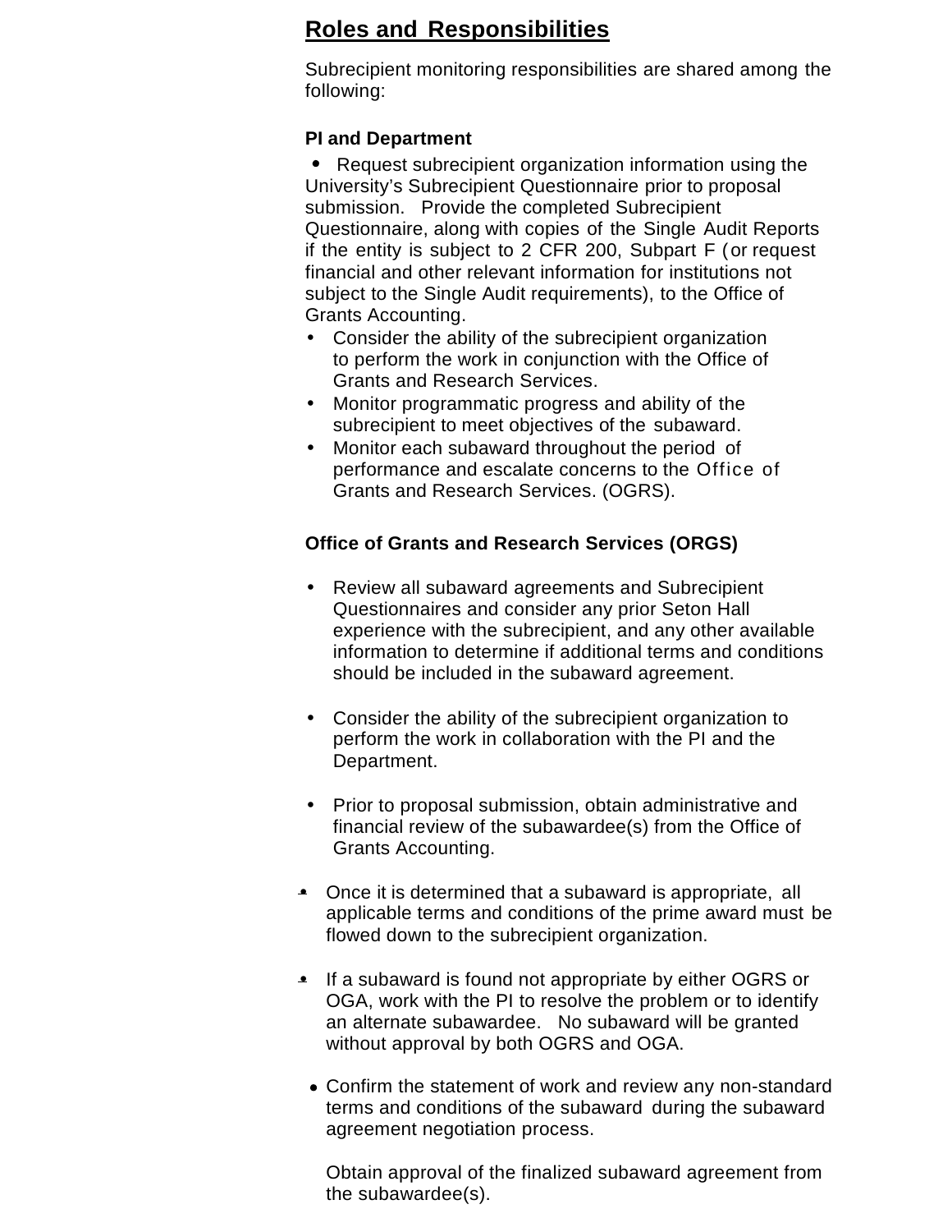## Roles and Responsibilities

Subrecipient monitoring responsibilities are shared among the following:

**PI and Department**

- Request subrecipient organization information using the University's Subrecipient Questionnaire prior to proposal submission. Provide the completed Subrecipient Questionnaire, along with copies of the Single Audit Reports if the entity is subject to 2 CFR 200, Subpart F (or request financial and other relevant information for institutions not subject to the Single Audit requirements), to the Office of Grants Accounting.
- Consider the ability of the subrecipient organization to perform the work in conjunction with the Office of Grants and Research Services.
- Monitor programmatic progress and ability of the subrecipient to meet objectives of the subaward.
- Monitor each subaward throughout the period of performance and escalate concerns to the Office of Grants and Research Services. (OGRS).

**Office of Grants and Research Services (ORGS)**

- Review all subaward agreements and Subrecipient Questionnaires and consider any prior Seton Hall experience with the subrecipient, and any other available information to determine if additional terms and conditions should be included in the subaward agreement.
- Consider the ability of the subrecipient organization to perform the work in collaboration with the PI and the Department.
- Prior to proposal submission, obtain administrative and financial review of the subawardee(s) from the Office of Grants Accounting.
- Once it is determined that a subaward is appropriate, all applicable terms and conditions of the prime award must be flowed down to the subrecipient organization.
- If a subaward is found not appropriate by either OGRS or OGA, work with the PI to resolve the problem or to identify an alternate subawardee. No subaward will be granted without approval by both OGRS and OGA.
- Confirm the statement of work and review any non-standard terms and conditions of the subaward during the subaward agreement negotiation process.

  Obtain approval of the finalized subaward agreement from the subawardee(s).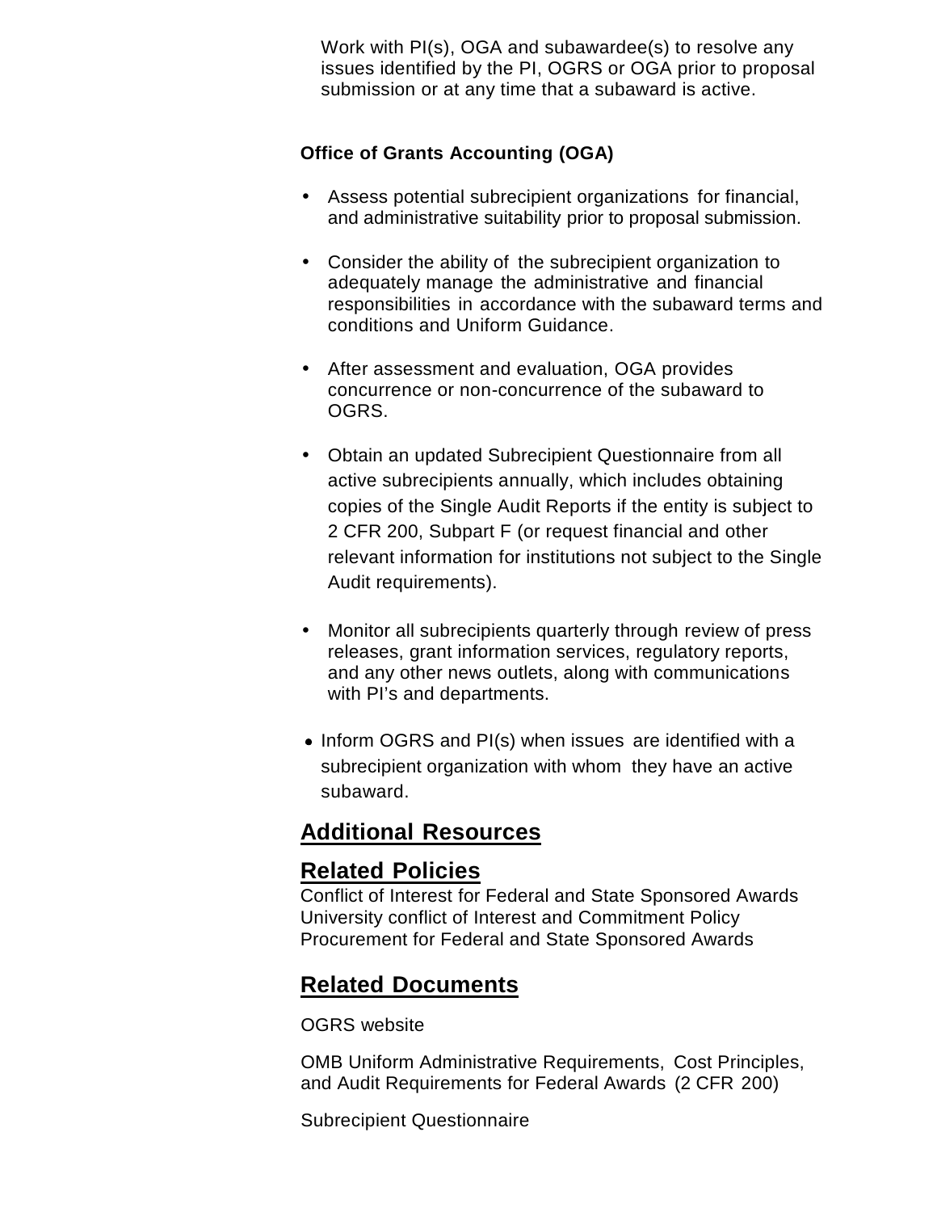Work with PI(s), OGA and subawardee(s) to resolve any issues identified by the PI, OGRS or OGA prior to proposal submission or at any time that a subaward is active.

**Office of Grants Accounting (OGA)**

- Assess potential subrecipient organizations for financial, and administrative suitability prior to proposal submission.
- Consider the ability of the subrecipient organization to adequately manage the administrative and financial responsibilities in accordance with the subaward terms and conditions and Uniform Guidance.
- After assessment and evaluation, OGA provides concurrence or non-concurrence of the subaward to OGRS.
- Obtain an updated Subrecipient Questionnaire from all active subrecipients annually, which includes obtaining copies of the Single Audit Reports if the entity is subject to 2 CFR 200, Subpart F (or request financial and other relevant information for institutions not subject to the Single Audit requirements).
- Monitor all subrecipients quarterly through review of press releases, grant information services, regulatory reports, and any other news outlets, along with communications with PI's and departments.
- Inform OGRS and PI(s) when issues are identified with a subrecipient organization with whom they have an active subaward.

## Additional Resources

## Related Policies

Conflict of Interest for Federal and State Sponsored Awards
University conflict of Interest and Commitment Policy
Procurement for Federal and State Sponsored Awards

## Related Documents

OGRS website

OMB Uniform Administrative Requirements, Cost Principles, and Audit Requirements for Federal Awards (2 CFR 200)

Subrecipient Questionnaire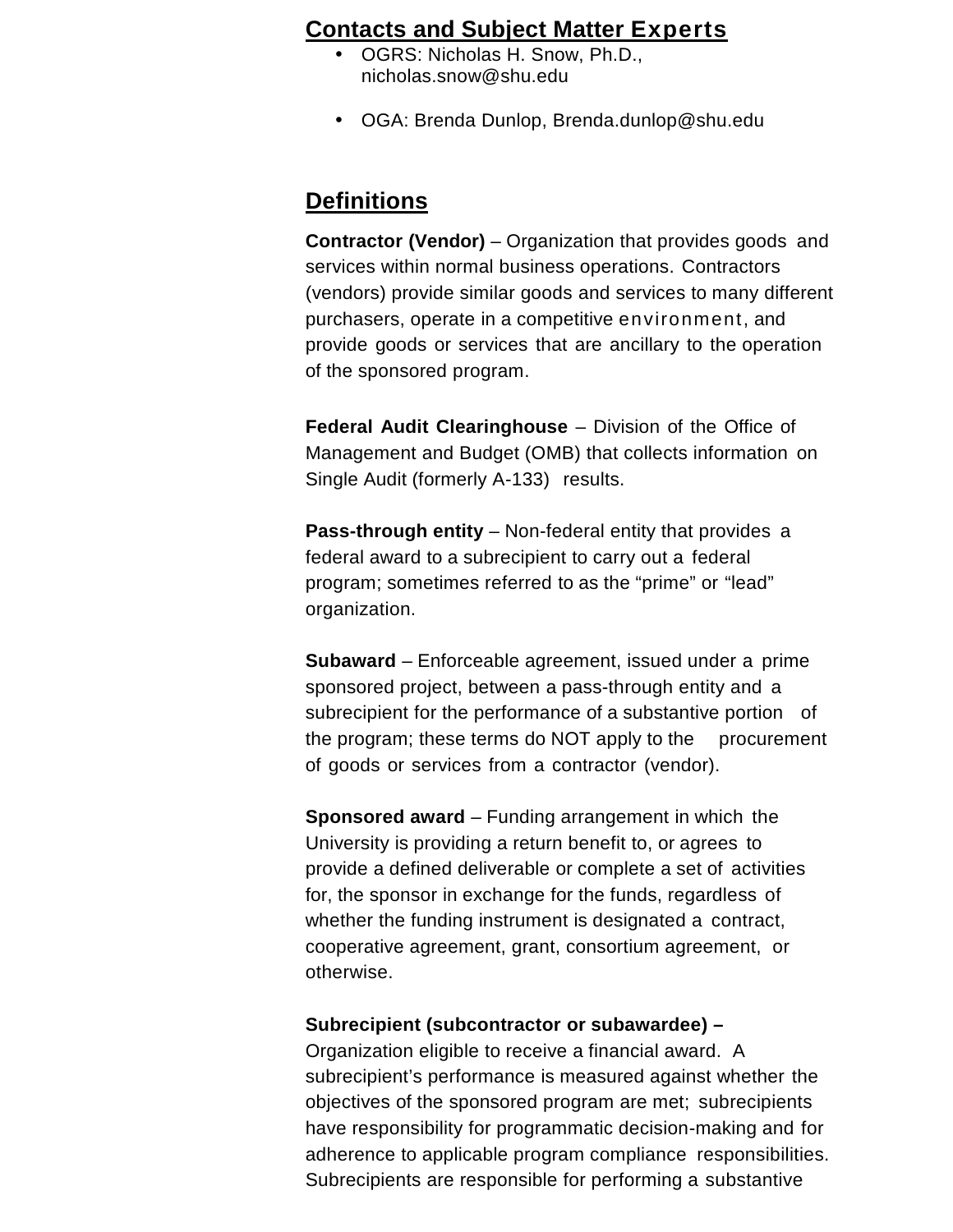## Contacts and Subject Matter Experts

- OGRS: Nicholas H. Snow, Ph.D., nicholas.snow@shu.edu
- OGA: Brenda Dunlop, Brenda.dunlop@shu.edu

## Definitions

**Contractor (Vendor)** – Organization that provides goods and services within normal business operations. Contractors (vendors) provide similar goods and services to many different purchasers, operate in a competitive environment, and provide goods or services that are ancillary to the operation of the sponsored program.

**Federal Audit Clearinghouse** – Division of the Office of Management and Budget (OMB) that collects information on Single Audit (formerly A-133) results.

**Pass-through entity** – Non-federal entity that provides a federal award to a subrecipient to carry out a federal program; sometimes referred to as the "prime" or "lead" organization.

**Subaward** – Enforceable agreement, issued under a prime sponsored project, between a pass-through entity and a subrecipient for the performance of a substantive portion of the program; these terms do NOT apply to the procurement of goods or services from a contractor (vendor).

**Sponsored award** – Funding arrangement in which the University is providing a return benefit to, or agrees to provide a defined deliverable or complete a set of activities for, the sponsor in exchange for the funds, regardless of whether the funding instrument is designated a contract, cooperative agreement, grant, consortium agreement, or otherwise.

**Subrecipient (subcontractor or subawardee) –** Organization eligible to receive a financial award. A subrecipient's performance is measured against whether the objectives of the sponsored program are met; subrecipients have responsibility for programmatic decision-making and for adherence to applicable program compliance responsibilities. Subrecipients are responsible for performing a substantive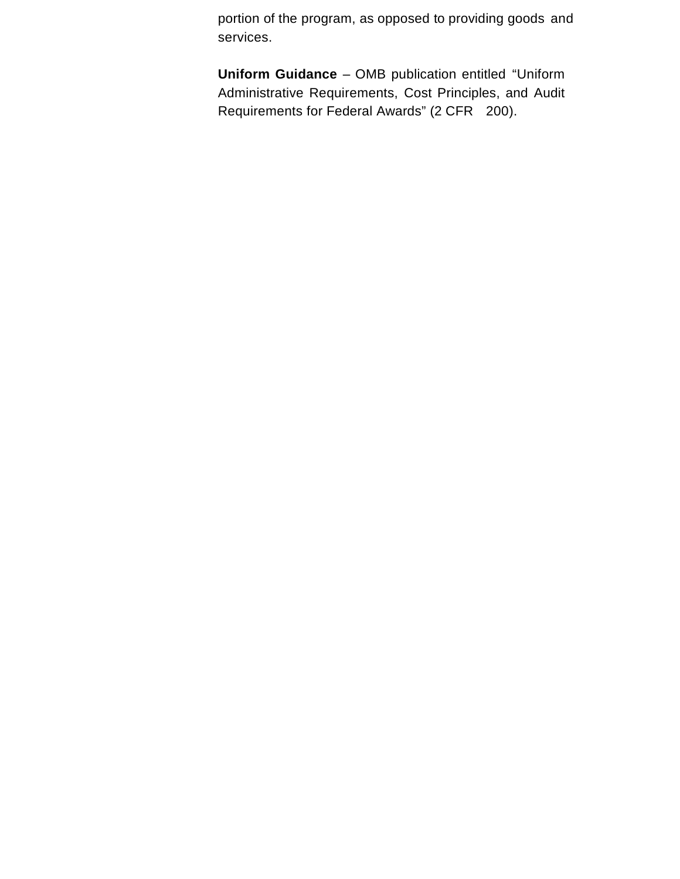portion of the program, as opposed to providing goods and services.

**Uniform Guidance** – OMB publication entitled "Uniform Administrative Requirements, Cost Principles, and Audit Requirements for Federal Awards" (2 CFR 200).